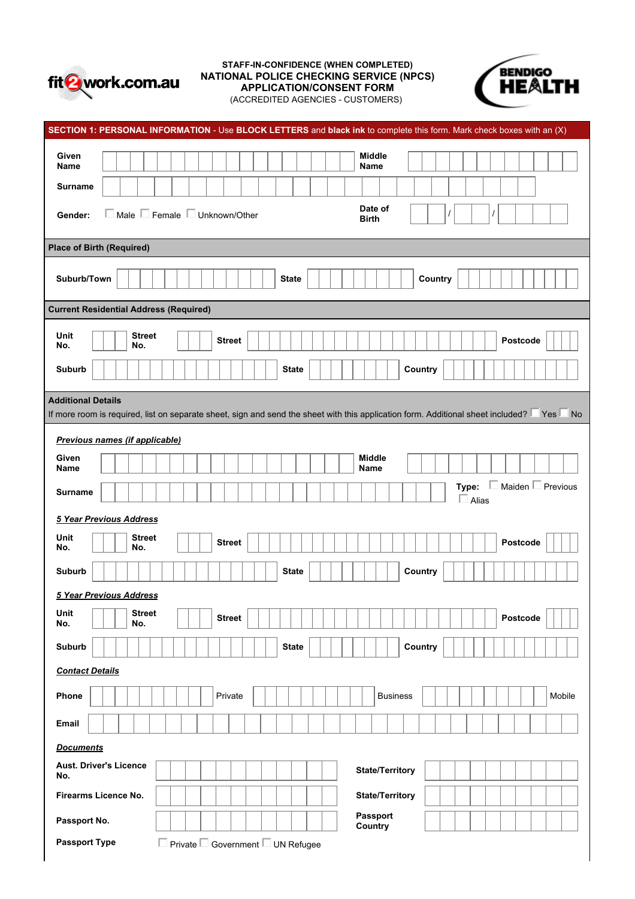fit2work.com.au

**STAFF-IN-CONFIDENCE (WHEN COMPLETED)**
**NATIONAL POLICE CHECKING SERVICE (NPCS)**
**APPLICATION/CONSENT FORM**
(ACCREDITED AGENCIES - CUSTOMERS)

BENDIGO HEALTH

## SECTION 1: PERSONAL INFORMATION - Use BLOCK LETTERS and black ink to complete this form. Mark check boxes with an (X)

**Given Name** _______________ **Middle Name** _______________

**Surname** _______________

**Gender:** ☐ Male ☐ Female ☐ Unknown/Other **Date of Birth** ___ / ___ / ______

### Place of Birth (Required)

**Suburb/Town** _______________ **State** _______________ **Country** _______________

### Current Residential Address (Required)

**Unit No.** _____ **Street No.** _____ **Street** _______________ **Postcode** _____

**Suburb** _______________ **State** _______________ **Country** _______________

### Additional Details

If more room is required, list on separate sheet, sign and send the sheet with this application form. Additional sheet included? ☐ Yes ☐ No

***Previous names (if applicable)***

**Given Name** _______________ **Middle Name** _______________

**Surname** _______________ **Type:** ☐ Maiden ☐ Previous ☐ Alias

***5 Year Previous Address***

**Unit No.** _____ **Street No.** _____ **Street** _______________ **Postcode** _____

**Suburb** _______________ **State** _______________ **Country** _______________

***5 Year Previous Address***

**Unit No.** _____ **Street No.** _____ **Street** _______________ **Postcode** _____

**Suburb** _______________ **State** _______________ **Country** _______________

***Contact Details***

**Phone** _______________ Private _______________ Business _______________ Mobile

**Email** _______________

***Documents***

**Aust. Driver's Licence No.** _______________ **State/Territory** _______________

**Firearms Licence No.** _______________ **State/Territory** _______________

**Passport No.** _______________ **Passport Country** _______________

**Passport Type** ☐ Private ☐ Government ☐ UN Refugee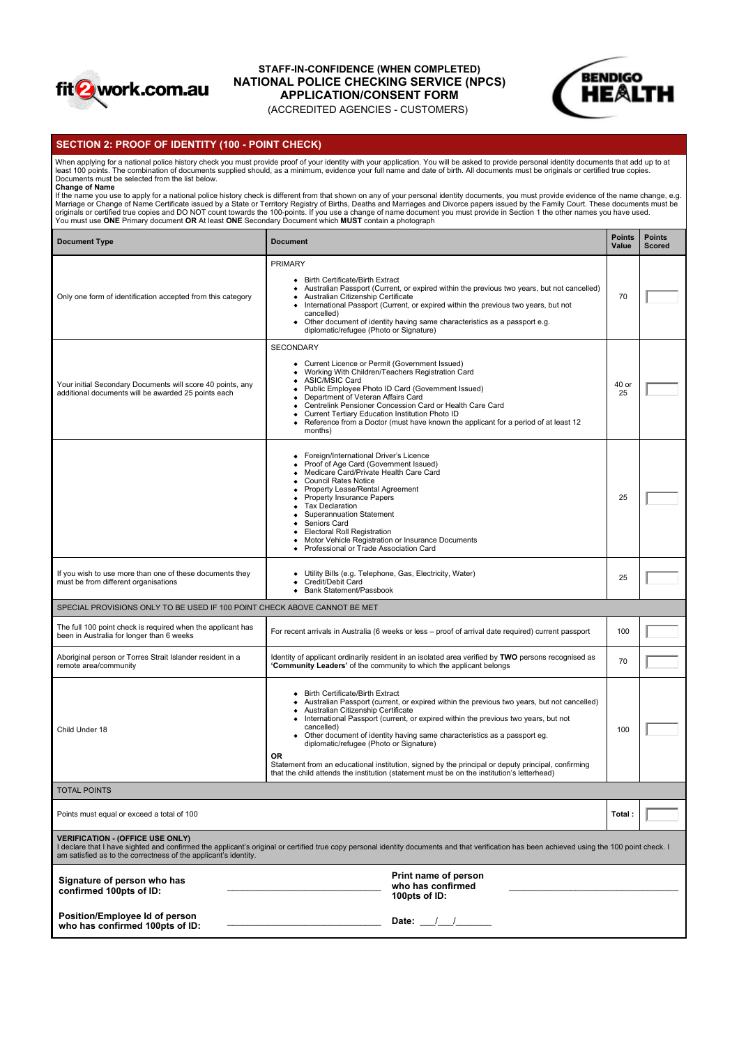**STAFF-IN-CONFIDENCE (WHEN COMPLETED)**
**NATIONAL POLICE CHECKING SERVICE (NPCS)**
**APPLICATION/CONSENT FORM**
(ACCREDITED AGENCIES - CUSTOMERS)

## SECTION 2: PROOF OF IDENTITY (100 - POINT CHECK)

When applying for a national police history check you must provide proof of your identity with your application. You will be asked to provide personal identity documents that add up to at least 100 points. The combination of documents supplied should, as a minimum, evidence your full name and date of birth. All documents must be originals or certified true copies. Documents must be selected from the list below.

**Change of Name**

If the name you use to apply for a national police history check is different from that shown on any of your personal identity documents, you must provide evidence of the name change, e.g. Marriage or Change of Name Certificate issued by a State or Territory Registry of Births, Deaths and Marriages and Divorce papers issued by the Family Court. These documents must be originals or certified true copies and DO NOT count towards the 100-points. If you use a change of name document you must provide in Section 1 the other names you have used.

You must use **ONE** Primary document **OR** At least **ONE** Secondary Document which **MUST** contain a photograph

| Document Type | Document | Points Value | Points Scored |
|---|---|---|---|
| Only one form of identification accepted from this category | PRIMARY<br>• Birth Certificate/Birth Extract<br>• Australian Passport (Current, or expired within the previous two years, but not cancelled)<br>• Australian Citizenship Certificate<br>• International Passport (Current, or expired within the previous two years, but not cancelled)<br>• Other document of identity having same characteristics as a passport e.g. diplomatic/refugee (Photo or Signature) | 70 | |
| Your initial Secondary Documents will score 40 points, any additional documents will be awarded 25 points each | SECONDARY<br>• Current Licence or Permit (Government Issued)<br>• Working With Children/Teachers Registration Card<br>• ASIC/MSIC Card<br>• Public Employee Photo ID Card (Government Issued)<br>• Department of Veteran Affairs Card<br>• Centrelink Pensioner Concession Card or Health Care Card<br>• Current Tertiary Education Institution Photo ID<br>• Reference from a Doctor (must have known the applicant for a period of at least 12 months) | 40 or 25 | |
| | • Foreign/International Driver's Licence<br>• Proof of Age Card (Government Issued)<br>• Medicare Card/Private Health Care Card<br>• Council Rates Notice<br>• Property Lease/Rental Agreement<br>• Property Insurance Papers<br>• Tax Declaration<br>• Superannuation Statement<br>• Seniors Card<br>• Electoral Roll Registration<br>• Motor Vehicle Registration or Insurance Documents<br>• Professional or Trade Association Card | 25 | |
| If you wish to use more than one of these documents they must be from different organisations | • Utility Bills (e.g. Telephone, Gas, Electricity, Water)<br>• Credit/Debit Card<br>• Bank Statement/Passbook | 25 | |
| SPECIAL PROVISIONS ONLY TO BE USED IF 100 POINT CHECK ABOVE CANNOT BE MET | | | |
| The full 100 point check is required when the applicant has been in Australia for longer than 6 weeks | For recent arrivals in Australia (6 weeks or less – proof of arrival date required) current passport | 100 | |
| Aboriginal person or Torres Strait Islander resident in a remote area/community | Identity of applicant ordinarily resident in an isolated area verified by **TWO** persons recognised as **'Community Leaders'** of the community to which the applicant belongs | 70 | |
| Child Under 18 | • Birth Certificate/Birth Extract<br>• Australian Passport (current, or expired within the previous two years, but not cancelled)<br>• Australian Citizenship Certificate<br>• International Passport (current, or expired within the previous two years, but not cancelled)<br>• Other document of identity having same characteristics as a passport eg. diplomatic/refugee (Photo or Signature)<br>**OR**<br>Statement from an educational institution, signed by the principal or deputy principal, confirming that the child attends the institution (statement must be on the institution's letterhead) | 100 | |
| TOTAL POINTS | | | |
| Points must equal or exceed a total of 100 | | **Total :** | |

**VERIFICATION - (OFFICE USE ONLY)**
I declare that I have sighted and confirmed the applicant's original or certified true copy personal identity documents and that verification has been achieved using the 100 point check. I am satisfied as to the correctness of the applicant's identity.

**Signature of person who has confirmed 100pts of ID:** ______________________________ **Print name of person who has confirmed 100pts of ID:** ______________________________

**Position/Employee Id of person who has confirmed 100pts of ID:** ______________________________ **Date:** ___/___/_______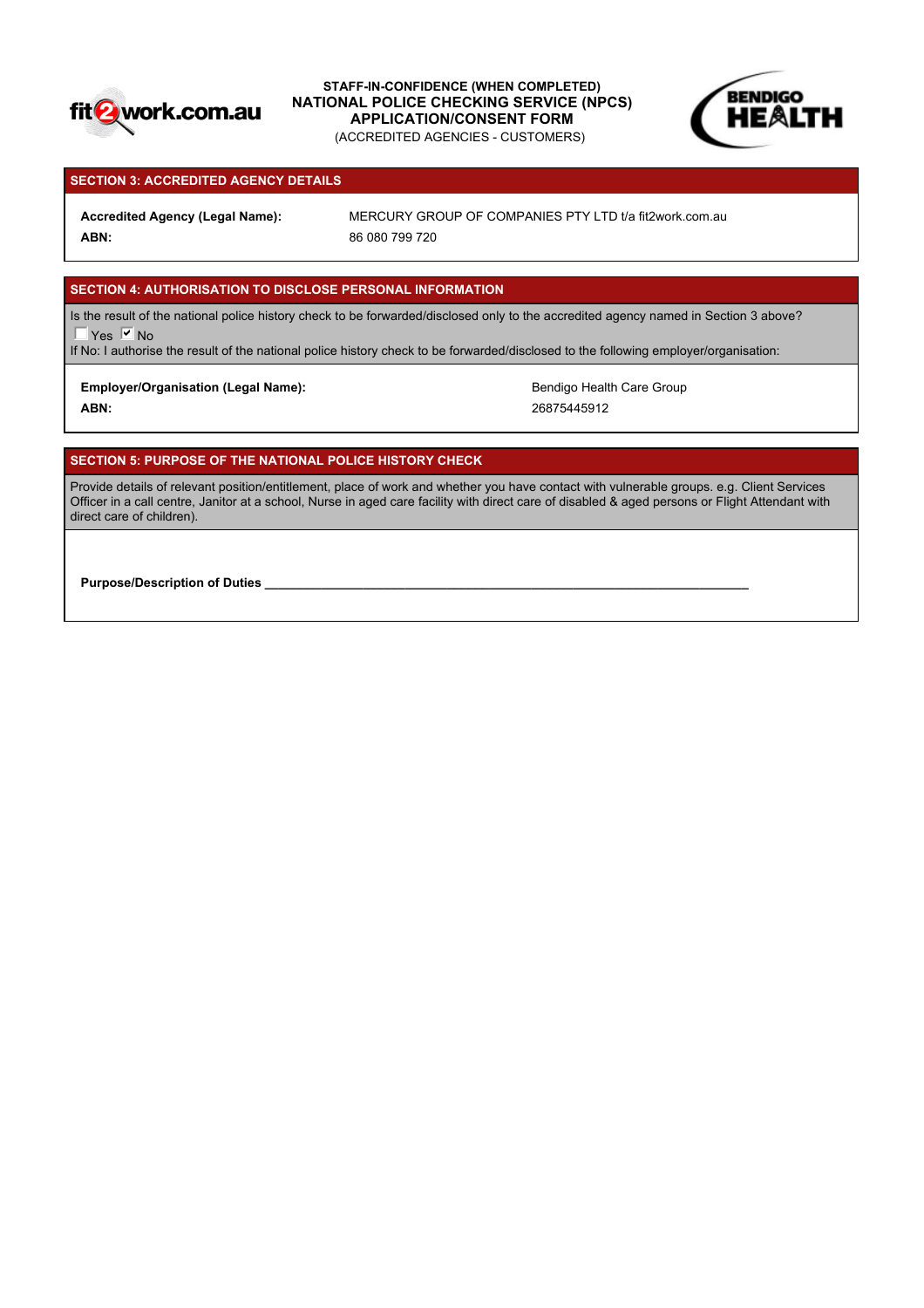**STAFF-IN-CONFIDENCE (WHEN COMPLETED)**
**NATIONAL POLICE CHECKING SERVICE (NPCS)**
**APPLICATION/CONSENT FORM**
(ACCREDITED AGENCIES - CUSTOMERS)

## SECTION 3: ACCREDITED AGENCY DETAILS

**Accredited Agency (Legal Name):** MERCURY GROUP OF COMPANIES PTY LTD t/a fit2work.com.au

**ABN:** 86 080 799 720

## SECTION 4: AUTHORISATION TO DISCLOSE PERSONAL INFORMATION

Is the result of the national police history check to be forwarded/disclosed only to the accredited agency named in Section 3 above?

☐ Yes ☑ No

If No: I authorise the result of the national police history check to be forwarded/disclosed to the following employer/organisation:

**Employer/Organisation (Legal Name):** Bendigo Health Care Group

**ABN:** 26875445912

## SECTION 5: PURPOSE OF THE NATIONAL POLICE HISTORY CHECK

Provide details of relevant position/entitlement, place of work and whether you have contact with vulnerable groups. e.g. Client Services Officer in a call centre, Janitor at a school, Nurse in aged care facility with direct care of disabled & aged persons or Flight Attendant with direct care of children).

**Purpose/Description of Duties** ____________________________________________________________________________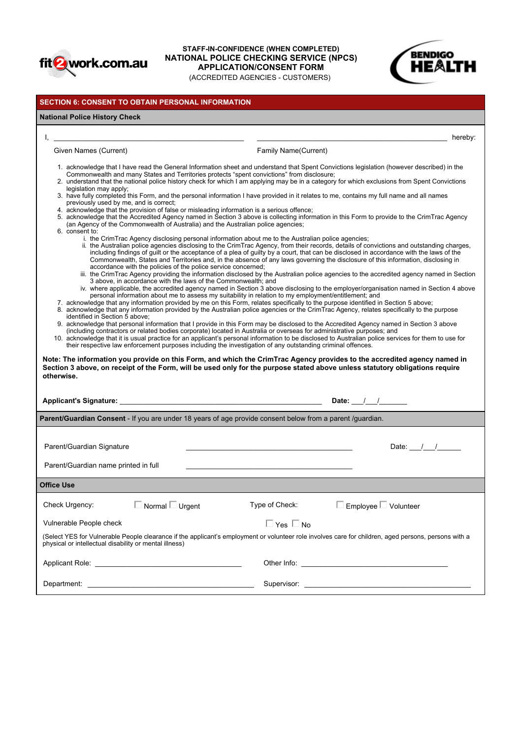**STAFF-IN-CONFIDENCE (WHEN COMPLETED)**
**NATIONAL POLICE CHECKING SERVICE (NPCS)**
**APPLICATION/CONSENT FORM**
(ACCREDITED AGENCIES - CUSTOMERS)

## SECTION 6: CONSENT TO OBTAIN PERSONAL INFORMATION

### National Police History Check

I, _______________________________________ _______________________________________ hereby:

Given Names (Current) — Family Name(Current)

1. acknowledge that I have read the General Information sheet and understand that Spent Convictions legislation (however described) in the Commonwealth and many States and Territories protects "spent convictions" from disclosure;
2. understand that the national police history check for which I am applying may be in a category for which exclusions from Spent Convictions legislation may apply;
3. have fully completed this Form, and the personal information I have provided in it relates to me, contains my full name and all names previously used by me, and is correct;
4. acknowledge that the provision of false or misleading information is a serious offence;
5. acknowledge that the Accredited Agency named in Section 3 above is collecting information in this Form to provide to the CrimTrac Agency (an Agency of the Commonwealth of Australia) and the Australian police agencies;
6. consent to:
   i. the CrimTrac Agency disclosing personal information about me to the Australian police agencies;
   ii. the Australian police agencies disclosing to the CrimTrac Agency, from their records, details of convictions and outstanding charges, including findings of guilt or the acceptance of a plea of guilty by a court, that can be disclosed in accordance with the laws of the Commonwealth, States and Territories and, in the absence of any laws governing the disclosure of this information, disclosing in accordance with the policies of the police service concerned;
   iii. the CrimTrac Agency providing the information disclosed by the Australian police agencies to the accredited agency named in Section 3 above, in accordance with the laws of the Commonwealth; and
   iv. where applicable, the accredited agency named in Section 3 above disclosing to the employer/organisation named in Section 4 above personal information about me to assess my suitability in relation to my employment/entitlement; and
7. acknowledge that any information provided by me on this Form, relates specifically to the purpose identified in Section 5 above;
8. acknowledge that any information provided by the Australian police agencies or the CrimTrac Agency, relates specifically to the purpose identified in Section 5 above;
9. acknowledge that personal information that I provide in this Form may be disclosed to the Accredited Agency named in Section 3 above (including contractors or related bodies corporate) located in Australia or overseas for administrative purposes; and
10. acknowledge that it is usual practice for an applicant's personal information to be disclosed to Australian police services for them to use for their respective law enforcement purposes including the investigation of any outstanding criminal offences.

**Note: The information you provide on this Form, and which the CrimTrac Agency provides to the accredited agency named in Section 3 above, on receipt of the Form, will be used only for the purpose stated above unless statutory obligations require otherwise.**

**Applicant's Signature:** _______________________________________ **Date:** ___/___/_______

### Parent/Guardian Consent

**Parent/Guardian Consent** - If you are under 18 years of age provide consent below from a parent /guardian.

Parent/Guardian Signature _______________________________________ Date: ___/___/______

Parent/Guardian name printed in full _______________________________________

### Office Use

Check Urgency: ☐ Normal ☐ Urgent — Type of Check: ☐ Employee ☐ Volunteer

Vulnerable People check ☐ Yes ☐ No

(Select YES for Vulnerable People clearance if the applicant's employment or volunteer role involves care for children, aged persons, persons with a physical or intellectual disability or mental illness)

Applicant Role: _______________________________ Other Info: _______________________________

Department: _______________________________ Supervisor: _______________________________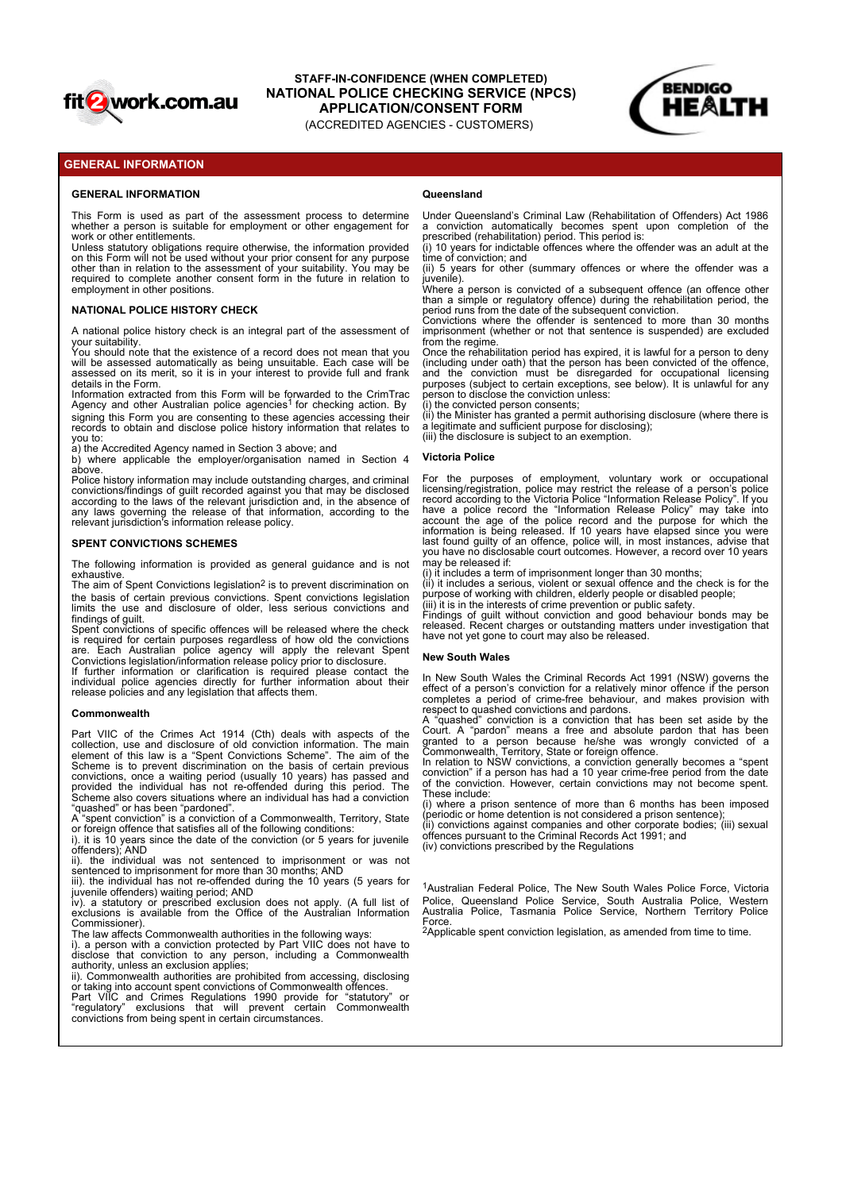**STAFF-IN-CONFIDENCE (WHEN COMPLETED)**
**NATIONAL POLICE CHECKING SERVICE (NPCS)**
**APPLICATION/CONSENT FORM**
(ACCREDITED AGENCIES - CUSTOMERS)

## GENERAL INFORMATION

### GENERAL INFORMATION

This Form is used as part of the assessment process to determine whether a person is suitable for employment or other engagement for work or other entitlements.
Unless statutory obligations require otherwise, the information provided on this Form will not be used without your prior consent for any purpose other than in relation to the assessment of your suitability. You may be required to complete another consent form in the future in relation to employment in other positions.

### NATIONAL POLICE HISTORY CHECK

A national police history check is an integral part of the assessment of your suitability.
You should note that the existence of a record does not mean that you will be assessed automatically as being unsuitable. Each case will be assessed on its merit, so it is in your interest to provide full and frank details in the Form.
Information extracted from this Form will be forwarded to the CrimTrac Agency and other Australian police agencies[1] for checking action. By signing this Form you are consenting to these agencies accessing their records to obtain and disclose police history information that relates to you to:
a) the Accredited Agency named in Section 3 above; and
b) where applicable the employer/organisation named in Section 4 above.
Police history information may include outstanding charges, and criminal convictions/findings of guilt recorded against you that may be disclosed according to the laws of the relevant jurisdiction and, in the absence of any laws governing the release of that information, according to the relevant jurisdiction's information release policy.

### SPENT CONVICTIONS SCHEMES

The following information is provided as general guidance and is not exhaustive.
The aim of Spent Convictions legislation[2] is to prevent discrimination on the basis of certain previous convictions. Spent convictions legislation limits the use and disclosure of older, less serious convictions and findings of guilt.
Spent convictions of specific offences will be released where the check is required for certain purposes regardless of how old the convictions are. Each Australian police agency will apply the relevant Spent Convictions legislation/information release policy prior to disclosure.
If further information or clarification is required please contact the individual police agencies directly for further information about their release policies and any legislation that affects them.

### Commonwealth

Part VIIC of the Crimes Act 1914 (Cth) deals with aspects of the collection, use and disclosure of old conviction information. The main element of this law is a "Spent Convictions Scheme". The aim of the Scheme is to prevent discrimination on the basis of certain previous convictions, once a waiting period (usually 10 years) has passed and provided the individual has not re-offended during this period. The Scheme also covers situations where an individual has had a conviction "quashed" or has been "pardoned".
A "spent conviction" is a conviction of a Commonwealth, Territory, State or foreign offence that satisfies all of the following conditions:
i). it is 10 years since the date of the conviction (or 5 years for juvenile offenders); AND
ii). the individual was not sentenced to imprisonment or was not sentenced to imprisonment for more than 30 months; AND
iii). the individual has not re-offended during the 10 years (5 years for juvenile offenders) waiting period; AND
iv). a statutory or prescribed exclusion does not apply. (A full list of exclusions is available from the Office of the Australian Information Commissioner).
The law affects Commonwealth authorities in the following ways:
i). a person with a conviction protected by Part VIIC does not have to disclose that conviction to any person, including a Commonwealth authority, unless an exclusion applies;
ii). Commonwealth authorities are prohibited from accessing, disclosing or taking into account spent convictions of Commonwealth offences.
Part VIIC and Crimes Regulations 1990 provide for "statutory" or "regulatory" exclusions that will prevent certain Commonwealth convictions from being spent in certain circumstances.

### Queensland

Under Queensland's Criminal Law (Rehabilitation of Offenders) Act 1986 a conviction automatically becomes spent upon completion of the prescribed (rehabilitation) period. This period is:
(i) 10 years for indictable offences where the offender was an adult at the time of conviction; and
(ii) 5 years for other (summary offences or where the offender was a juvenile).
Where a person is convicted of a subsequent offence (an offence other than a simple or regulatory offence) during the rehabilitation period, the period runs from the date of the subsequent conviction.
Convictions where the offender is sentenced to more than 30 months imprisonment (whether or not that sentence is suspended) are excluded from the regime.
Once the rehabilitation period has expired, it is lawful for a person to deny (including under oath) that the person has been convicted of the offence, and the conviction must be disregarded for occupational licensing purposes (subject to certain exceptions, see below). It is unlawful for any person to disclose the conviction unless:
(i) the convicted person consents;
(ii) the Minister has granted a permit authorising disclosure (where there is a legitimate and sufficient purpose for disclosing);
(iii) the disclosure is subject to an exemption.

### Victoria Police

For the purposes of employment, voluntary work or occupational licensing/registration, police may restrict the release of a person's police record according to the Victoria Police "Information Release Policy". If you have a police record the "Information Release Policy" may take into account the age of the police record and the purpose for which the information is being released. If 10 years have elapsed since you were last found guilty of an offence, police will, in most instances, advise that you have no disclosable court outcomes. However, a record over 10 years may be released if:
(i) it includes a term of imprisonment longer than 30 months;
(ii) it includes a serious, violent or sexual offence and the check is for the purpose of working with children, elderly people or disabled people;
(iii) it is in the interests of crime prevention or public safety.
Findings of guilt without conviction and good behaviour bonds may be released. Recent charges or outstanding matters under investigation that have not yet gone to court may also be released.

### New South Wales

In New South Wales the Criminal Records Act 1991 (NSW) governs the effect of a person's conviction for a relatively minor offence if the person completes a period of crime-free behaviour, and makes provision with respect to quashed convictions and pardons.
A "quashed" conviction is a conviction that has been set aside by the Court. A "pardon" means a free and absolute pardon that has been granted to a person because he/she was wrongly convicted of a Commonwealth, Territory, State or foreign offence.
In relation to NSW convictions, a conviction generally becomes a "spent conviction" if a person has had a 10 year crime-free period from the date of the conviction. However, certain convictions may not become spent. These include:
(i) where a prison sentence of more than 6 months has been imposed (periodic or home detention is not considered a prison sentence);
(ii) convictions against companies and other corporate bodies; (iii) sexual offences pursuant to the Criminal Records Act 1991; and
(iv) convictions prescribed by the Regulations

[1]Australian Federal Police, The New South Wales Police Force, Victoria Police, Queensland Police Service, South Australia Police, Western Australia Police, Tasmania Police Service, Northern Territory Police Force.
[2]Applicable spent conviction legislation, as amended from time to time.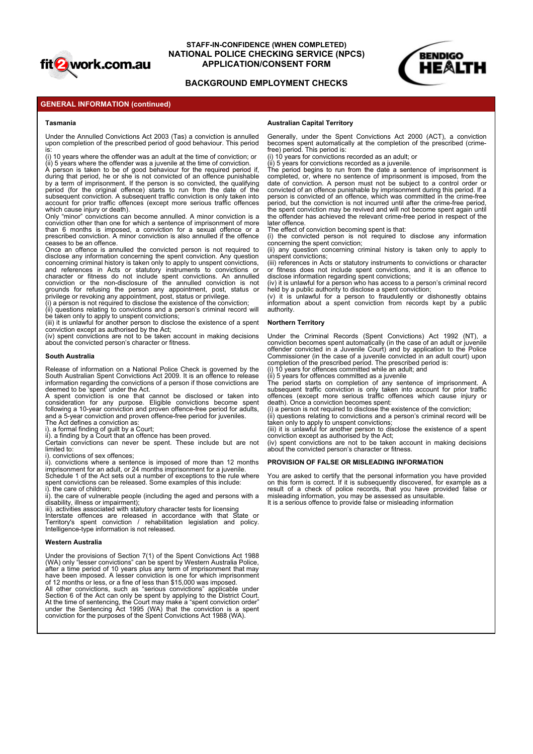**STAFF-IN-CONFIDENCE (WHEN COMPLETED)**
**NATIONAL POLICE CHECKING SERVICE (NPCS)**
**APPLICATION/CONSENT FORM**

**BACKGROUND EMPLOYMENT CHECKS**

## GENERAL INFORMATION (continued)

### Tasmania

Under the Annulled Convictions Act 2003 (Tas) a conviction is annulled upon completion of the prescribed period of good behaviour. This period is:

(i) 10 years where the offender was an adult at the time of conviction; or
(ii) 5 years where the offender was a juvenile at the time of conviction.

A person is taken to be of good behaviour for the required period if, during that period, he or she is not convicted of an offence punishable by a term of imprisonment. If the person is so convicted, the qualifying period (for the original offence) starts to run from the date of the subsequent conviction. A subsequent traffic conviction is only taken into account for prior traffic offences (except more serious traffic offences which cause injury or death).

Only "minor" convictions can become annulled. A minor conviction is a conviction other than one for which a sentence of imprisonment of more than 6 months is imposed, a conviction for a sexual offence or a prescribed conviction. A minor conviction is also annulled if the offence ceases to be an offence.

Once an offence is annulled the convicted person is not required to disclose any information concerning the spent conviction. Any question concerning criminal history is taken only to apply to unspent convictions, and references in Acts or statutory instruments to convictions or character or fitness do not include spent convictions. An annulled conviction or the non-disclosure of the annulled conviction is not grounds for refusing the person any appointment, post, status or privilege or revoking any appointment, post, status or privilege.

(i) a person is not required to disclose the existence of the conviction;
(ii) questions relating to convictions and a person's criminal record will be taken only to apply to unspent convictions;
(iii) it is unlawful for another person to disclose the existence of a spent conviction except as authorised by the Act;
(iv) spent convictions are not to be taken account in making decisions about the convicted person's character or fitness.

### South Australia

Release of information on a National Police Check is governed by the South Australian Spent Convictions Act 2009. It is an offence to release information regarding the convictions of a person if those convictions are deemed to be 'spent' under the Act.

A spent conviction is one that cannot be disclosed or taken into consideration for any purpose. Eligible convictions become spent following a 10-year conviction and proven offence-free period for adults, and a 5-year conviction and proven offence-free period for juveniles.

The Act defines a conviction as:

i). a formal finding of guilt by a Court;
ii). a finding by a Court that an offence has been proved.

Certain convictions can never be spent. These include but are not limited to:

i). convictions of sex offences;
ii). convictions where a sentence is imposed of more than 12 months imprisonment for an adult, or 24 months imprisonment for a juvenile.

Schedule 1 of the Act sets out a number of exceptions to the rule where spent convictions can be released. Some examples of this include:

i). the care of children;
ii). the care of vulnerable people (including the aged and persons with a disability, illness or impairment);
iii). activities associated with statutory character tests for licensing

Interstate offences are released in accordance with that State or Territory's spent conviction / rehabilitation legislation and policy. Intelligence-type information is not released.

### Western Australia

Under the provisions of Section 7(1) of the Spent Convictions Act 1988 (WA) only "lesser convictions" can be spent by Western Australia Police, after a time period of 10 years plus any term of imprisonment that may have been imposed. A lesser conviction is one for which imprisonment of 12 months or less, or a fine of less than $15,000 was imposed.

All other convictions, such as "serious convictions" applicable under Section 6 of the Act can only be spent by applying to the District Court. At the time of sentencing, the Court may make a "spent conviction order" under the Sentencing Act 1995 (WA) that the conviction is a spent conviction for the purposes of the Spent Convictions Act 1988 (WA).

### Australian Capital Territory

Generally, under the Spent Convictions Act 2000 (ACT), a conviction becomes spent automatically at the completion of the prescribed (crime-free) period. This period is:

(i) 10 years for convictions recorded as an adult; or
(ii) 5 years for convictions recorded as a juvenile.

The period begins to run from the date a sentence of imprisonment is completed, or, where no sentence of imprisonment is imposed, from the date of conviction. A person must not be subject to a control order or convicted of an offence punishable by imprisonment during this period. If a person is convicted of an offence, which was committed in the crime-free period, but the conviction is not incurred until after the crime-free period, the spent conviction may be revived and will not become spent again until the offender has achieved the relevant crime-free period in respect of the later offence.

The effect of conviction becoming spent is that:

(i) the convicted person is not required to disclose any information concerning the spent conviction;
(ii) any question concerning criminal history is taken only to apply to unspent convictions;
(iii) references in Acts or statutory instruments to convictions or character or fitness does not include spent convictions, and it is an offence to disclose information regarding spent convictions;
(iv) it is unlawful for a person who has access to a person's criminal record held by a public authority to disclose a spent conviction;
(v) it is unlawful for a person to fraudulently or dishonestly obtains information about a spent conviction from records kept by a public authority.

### Northern Territory

Under the Criminal Records (Spent Convictions) Act 1992 (NT), a conviction becomes spent automatically (in the case of an adult or juvenile offender convicted in a Juvenile Court) and by application to the Police Commissioner (in the case of a juvenile convicted in an adult court) upon completion of the prescribed period. The prescribed period is:

(i) 10 years for offences committed while an adult; and
(ii) 5 years for offences committed as a juvenile

The period starts on completion of any sentence of imprisonment. A subsequent traffic conviction is only taken into account for prior traffic offences (except more serious traffic offences which cause injury or death). Once a conviction becomes spent:

(i) a person is not required to disclose the existence of the conviction;
(ii) questions relating to convictions and a person's criminal record will be taken only to apply to unspent convictions;
(iii) it is unlawful for another person to disclose the existence of a spent conviction except as authorised by the Act;
(iv) spent convictions are not to be taken account in making decisions about the convicted person's character or fitness.

### PROVISION OF FALSE OR MISLEADING INFORMATION

You are asked to certify that the personal information you have provided on this form is correct. If it is subsequently discovered, for example as a result of a check of police records, that you have provided false or misleading information, you may be assessed as unsuitable.

It is a serious offence to provide false or misleading information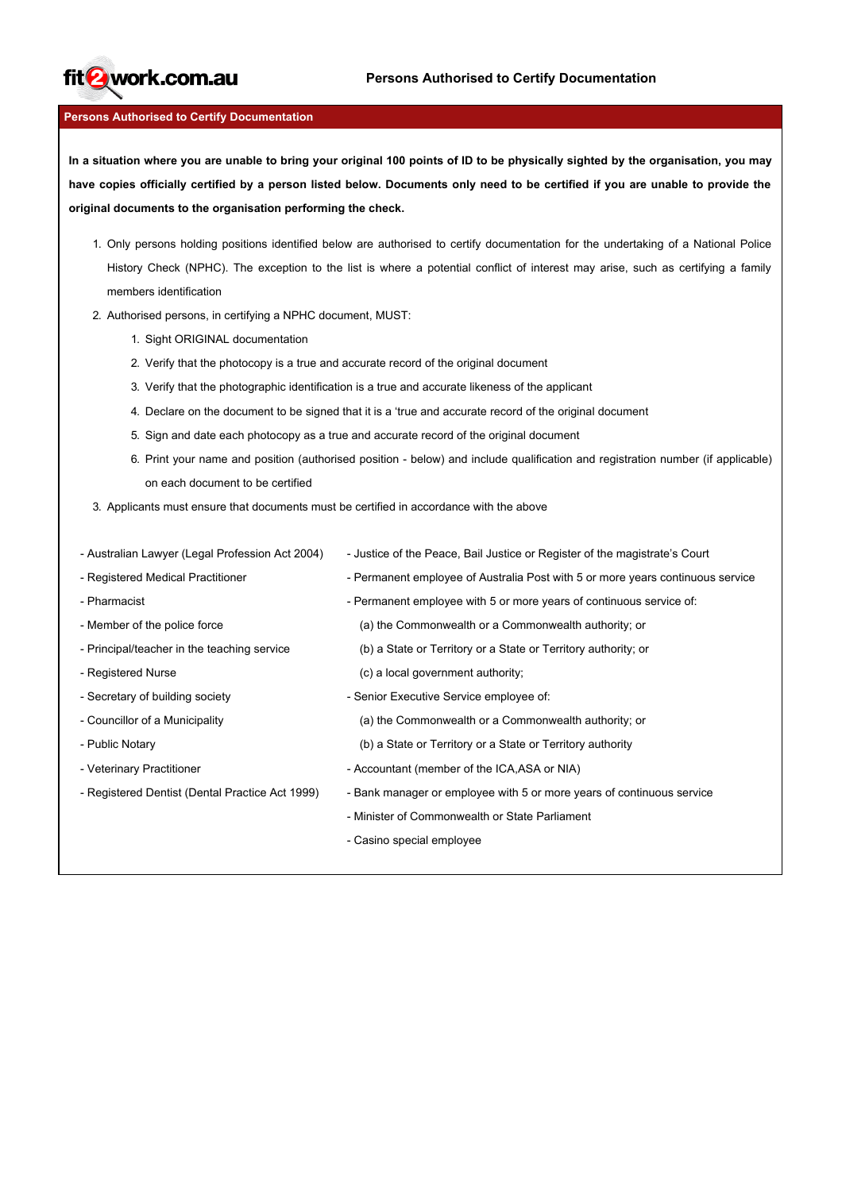## Persons Authorised to Certify Documentation

**In a situation where you are unable to bring your original 100 points of ID to be physically sighted by the organisation, you may have copies officially certified by a person listed below. Documents only need to be certified if you are unable to provide the original documents to the organisation performing the check.**

1. Only persons holding positions identified below are authorised to certify documentation for the undertaking of a National Police History Check (NPHC). The exception to the list is where a potential conflict of interest may arise, such as certifying a family members identification
2. Authorised persons, in certifying a NPHC document, MUST:
    1. Sight ORIGINAL documentation
    2. Verify that the photocopy is a true and accurate record of the original document
    3. Verify that the photographic identification is a true and accurate likeness of the applicant
    4. Declare on the document to be signed that it is a 'true and accurate record of the original document
    5. Sign and date each photocopy as a true and accurate record of the original document
    6. Print your name and position (authorised position - below) and include qualification and registration number (if applicable) on each document to be certified
3. Applicants must ensure that documents must be certified in accordance with the above

- Australian Lawyer (Legal Profession Act 2004)
- Registered Medical Practitioner
- Pharmacist
- Member of the police force
- Principal/teacher in the teaching service
- Registered Nurse
- Secretary of building society
- Councillor of a Municipality
- Public Notary
- Veterinary Practitioner
- Registered Dentist (Dental Practice Act 1999)
- Justice of the Peace, Bail Justice or Register of the magistrate's Court
- Permanent employee of Australia Post with 5 or more years continuous service
- Permanent employee with 5 or more years of continuous service of:
    - (a) the Commonwealth or a Commonwealth authority; or
    - (b) a State or Territory or a State or Territory authority; or
    - (c) a local government authority;
- Senior Executive Service employee of:
    - (a) the Commonwealth or a Commonwealth authority; or
    - (b) a State or Territory or a State or Territory authority
- Accountant (member of the ICA,ASA or NIA)
- Bank manager or employee with 5 or more years of continuous service
- Minister of Commonwealth or State Parliament
- Casino special employee